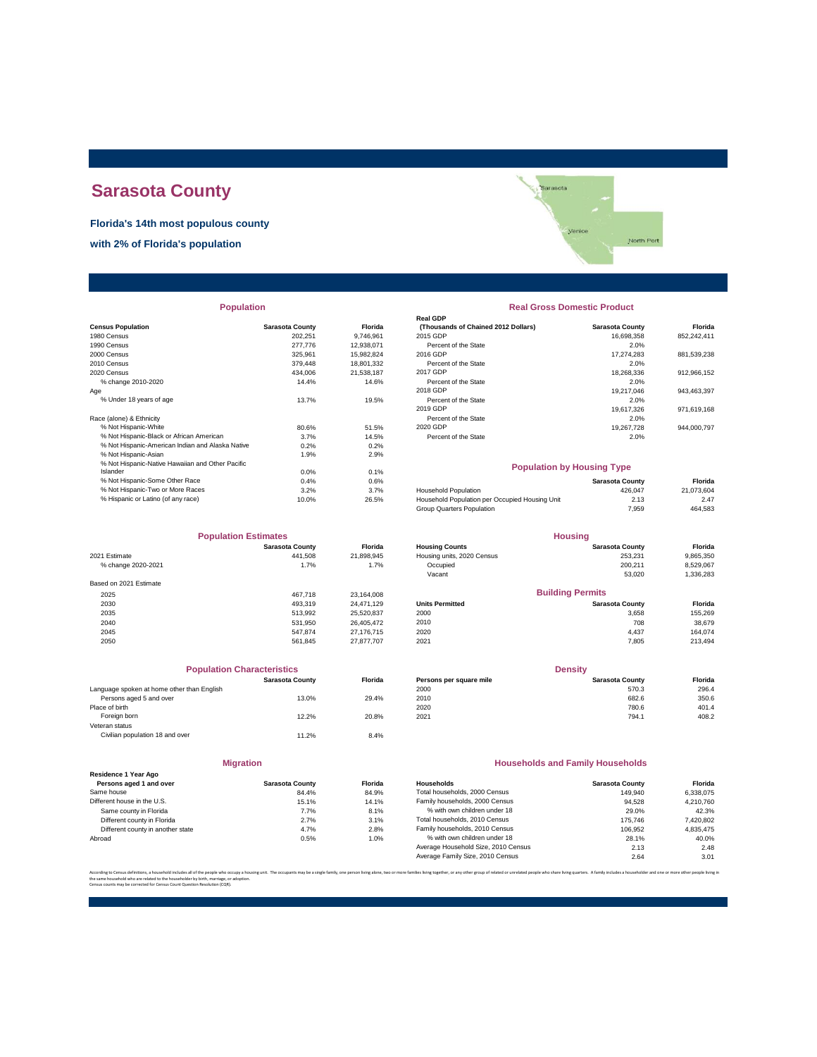# Sarasota County

**Florida's 14th most populous county**

**with 2% of Florida's population**

## Population

| Census Population | Sarasota County | Florida |
|---|---|---|
| 1980 Census | 202,251 | 9,746,961 |
| 1990 Census | 277,776 | 12,938,071 |
| 2000 Census | 325,961 | 15,982,824 |
| 2010 Census | 379,448 | 18,801,332 |
| 2020 Census | 434,006 | 21,538,187 |
| % change 2010-2020 | 14.4% | 14.6% |
| Age | | |
| % Under 18 years of age | 13.7% | 19.5% |
| Race (alone) & Ethnicity | | |
| % Not Hispanic-White | 80.6% | 51.5% |
| % Not Hispanic-Black or African American | 3.7% | 14.5% |
| % Not Hispanic-American Indian and Alaska Native | 0.2% | 0.2% |
| % Not Hispanic-Asian | 1.9% | 2.9% |
| % Not Hispanic-Native Hawaiian and Other Pacific Islander | 0.0% | 0.1% |
| % Not Hispanic-Some Other Race | 0.4% | 0.6% |
| % Not Hispanic-Two or More Races | 3.2% | 3.7% |
| % Hispanic or Latino (of any race) | 10.0% | 26.5% |

## Real Gross Domestic Product

| Real GDP (Thousands of Chained 2012 Dollars) | Sarasota County | Florida |
|---|---|---|
| 2015 GDP | 16,698,358 | 852,242,411 |
| Percent of the State | 2.0% | |
| 2016 GDP | 17,274,283 | 881,539,238 |
| Percent of the State | 2.0% | |
| 2017 GDP | 18,268,336 | 912,966,152 |
| Percent of the State | 2.0% | |
| 2018 GDP | 19,217,046 | 943,463,397 |
| Percent of the State | 2.0% | |
| 2019 GDP | 19,617,326 | 971,619,168 |
| Percent of the State | 2.0% | |
| 2020 GDP | 19,267,728 | 944,000,797 |
| Percent of the State | 2.0% | |

## Population by Housing Type

| | Sarasota County | Florida |
|---|---|---|
| Household Population | 426,047 | 21,073,604 |
| Household Population per Occupied Housing Unit | 2.13 | 2.47 |
| Group Quarters Population | 7,959 | 464,583 |

## Population Estimates

| | Sarasota County | Florida |
|---|---|---|
| 2021 Estimate | 441,508 | 21,898,945 |
| % change 2020-2021 | 1.7% | 1.7% |
| Based on 2021 Estimate | | |
| 2025 | 467,718 | 23,164,008 |
| 2030 | 493,319 | 24,471,129 |
| 2035 | 513,992 | 25,520,837 |
| 2040 | 531,950 | 26,405,472 |
| 2045 | 547,874 | 27,176,715 |
| 2050 | 561,845 | 27,877,707 |

## Housing

| Housing Counts | Sarasota County | Florida |
|---|---|---|
| Housing units, 2020 Census | 253,231 | 9,865,350 |
| Occupied | 200,211 | 8,529,067 |
| Vacant | 53,020 | 1,336,283 |

## Building Permits

| Units Permitted | Sarasota County | Florida |
|---|---|---|
| 2000 | 3,658 | 155,269 |
| 2010 | 708 | 38,679 |
| 2020 | 4,437 | 164,074 |
| 2021 | 7,805 | 213,494 |

## Population Characteristics

| | Sarasota County | Florida |
|---|---|---|
| Language spoken at home other than English | | |
| Persons aged 5 and over | 13.0% | 29.4% |
| Place of birth | | |
| Foreign born | 12.2% | 20.8% |
| Veteran status | | |
| Civilian population 18 and over | 11.2% | 8.4% |

## Density

| Persons per square mile | Sarasota County | Florida |
|---|---|---|
| 2000 | 570.3 | 296.4 |
| 2010 | 682.6 | 350.6 |
| 2020 | 780.6 | 401.4 |
| 2021 | 794.1 | 408.2 |

## Migration

| Residence 1 Year Ago Persons aged 1 and over | Sarasota County | Florida |
|---|---|---|
| Same house | 84.4% | 84.9% |
| Different house in the U.S. | 15.1% | 14.1% |
| Same county in Florida | 7.7% | 8.1% |
| Different county in Florida | 2.7% | 3.1% |
| Different county in another state | 4.7% | 2.8% |
| Abroad | 0.5% | 1.0% |

## Households and Family Households

| Households | Sarasota County | Florida |
|---|---|---|
| Total households, 2000 Census | 149,940 | 6,338,075 |
| Family households, 2000 Census | 94,528 | 4,210,760 |
| % with own children under 18 | 29.0% | 42.3% |
| Total households, 2010 Census | 175,746 | 7,420,802 |
| Family households, 2010 Census | 106,952 | 4,835,475 |
| % with own children under 18 | 28.1% | 40.0% |
| Average Household Size, 2010 Census | 2.13 | 2.48 |
| Average Family Size, 2010 Census | 2.64 | 3.01 |

According to Census definitions, a household includes all of the people who occupy a housing unit. The occupants may be a single family, one person living alone, two or more families living together, or any other group of related or unrelated people who share living quarters. A family includes a householder and one or more other people living in the same household who are related to the householder by birth, marriage, or adoption.
Census counts may be corrected for Census Count Question Resolution (CQR).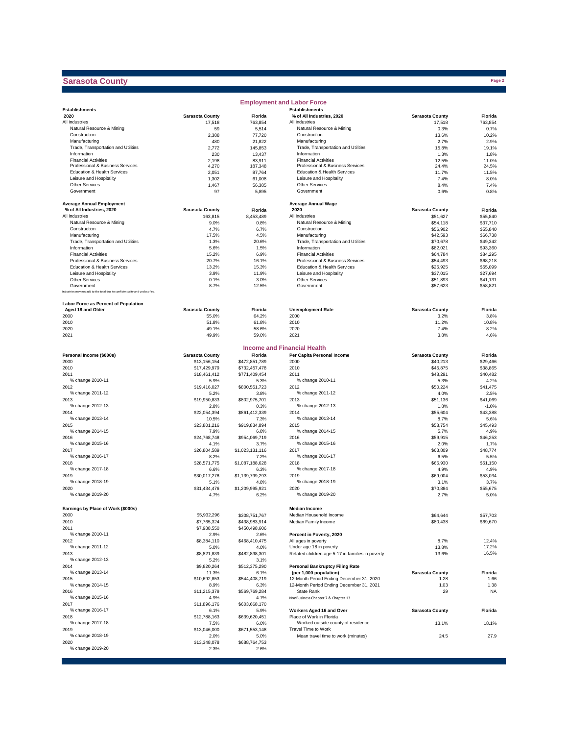# Sarasota County

## Employment and Labor Force

| Establishments 2020 | Sarasota County | Florida |
|---|---|---|
| All industries | 17,518 | 763,854 |
| Natural Resource & Mining | 59 | 5,514 |
| Construction | 2,388 | 77,720 |
| Manufacturing | 480 | 21,822 |
| Trade, Transportation and Utilities | 2,772 | 145,853 |
| Information | 230 | 13,437 |
| Financial Activities | 2,198 | 83,911 |
| Professional & Business Services | 4,270 | 187,348 |
| Education & Health Services | 2,051 | 87,764 |
| Leisure and Hospitality | 1,302 | 61,008 |
| Other Services | 1,467 | 56,385 |
| Government | 97 | 5,895 |

| Establishments % of All Industries, 2020 | Sarasota County | Florida |
|---|---|---|
| All industries | 17,518 | 763,854 |
| Natural Resource & Mining | 0.3% | 0.7% |
| Construction | 13.6% | 10.2% |
| Manufacturing | 2.7% | 2.9% |
| Trade, Transportation and Utilities | 15.8% | 19.1% |
| Information | 1.3% | 1.8% |
| Financial Activities | 12.5% | 11.0% |
| Professional & Business Services | 24.4% | 24.5% |
| Education & Health Services | 11.7% | 11.5% |
| Leisure and Hospitality | 7.4% | 8.0% |
| Other Services | 8.4% | 7.4% |
| Government | 0.6% | 0.8% |

| Average Annual Employment % of All Industries, 2020 | Sarasota County | Florida |
|---|---|---|
| All industries | 163,815 | 8,453,489 |
| Natural Resource & Mining | 9.0% | 0.8% |
| Construction | 4.7% | 6.7% |
| Manufacturing | 17.5% | 4.5% |
| Trade, Transportation and Utilities | 1.3% | 20.6% |
| Information | 5.6% | 1.5% |
| Financial Activities | 15.2% | 6.9% |
| Professional & Business Services | 20.7% | 16.1% |
| Education & Health Services | 13.2% | 15.3% |
| Leisure and Hospitality | 3.9% | 11.9% |
| Other Services | 0.1% | 3.0% |
| Government | 8.7% | 12.5% |

Industries may not add to the total due to confidentiality and unclassified.

| Average Annual Wage 2020 | Sarasota County | Florida |
|---|---|---|
| All industries | $51,627 | $55,840 |
| Natural Resource & Mining | $54,118 | $37,710 |
| Construction | $56,902 | $55,840 |
| Manufacturing | $42,593 | $66,738 |
| Trade, Transportation and Utilities | $70,678 | $49,342 |
| Information | $82,021 | $93,360 |
| Financial Activities | $64,784 | $84,295 |
| Professional & Business Services | $54,493 | $68,218 |
| Education & Health Services | $25,925 | $55,099 |
| Leisure and Hospitality | $37,015 | $27,694 |
| Other Services | $51,893 | $41,131 |
| Government | $57,623 | $58,821 |

| Labor Force as Percent of Population Aged 18 and Older | Sarasota County | Florida |
|---|---|---|
| 2000 | 55.0% | 64.2% |
| 2010 | 51.8% | 61.8% |
| 2020 | 49.1% | 58.6% |
| 2021 | 49.9% | 59.0% |

| Unemployment Rate | Sarasota County | Florida |
|---|---|---|
| 2000 | 3.2% | 3.8% |
| 2010 | 11.2% | 10.8% |
| 2020 | 7.4% | 8.2% |
| 2021 | 3.8% | 4.6% |

## Income and Financial Health

| Personal Income ($000s) | Sarasota County | Florida |
|---|---|---|
| 2000 | $13,156,154 | $472,851,789 |
| 2010 | $17,429,979 | $732,457,478 |
| 2011 | $18,461,412 | $771,409,454 |
| % change 2010-11 | 5.9% | 5.3% |
| 2012 | $19,416,027 | $800,551,723 |
| % change 2011-12 | 5.2% | 3.8% |
| 2013 | $19,950,833 | $802,975,701 |
| % change 2012-13 | 2.8% | 0.3% |
| 2014 | $22,054,394 | $861,412,339 |
| % change 2013-14 | 10.5% | 7.3% |
| 2015 | $23,801,216 | $919,834,894 |
| % change 2014-15 | 7.9% | 6.8% |
| 2016 | $24,768,748 | $954,069,719 |
| % change 2015-16 | 4.1% | 3.7% |
| 2017 | $26,804,589 | $1,023,131,116 |
| % change 2016-17 | 8.2% | 7.2% |
| 2018 | $28,571,775 | $1,087,188,628 |
| % change 2017-18 | 6.6% | 6.3% |
| 2019 | $30,017,278 | $1,139,799,293 |
| % change 2018-19 | 5.1% | 4.8% |
| 2020 | $31,434,476 | $1,209,995,921 |
| % change 2019-20 | 4.7% | 6.2% |

| Per Capita Personal Income | Sarasota County | Florida |
|---|---|---|
| 2000 | $40,213 | $29,466 |
| 2010 | $45,875 | $38,865 |
| 2011 | $48,291 | $40,482 |
| % change 2010-11 | 5.3% | 4.2% |
| 2012 | $50,224 | $41,475 |
| % change 2011-12 | 4.0% | 2.5% |
| 2013 | $51,136 | $41,069 |
| % change 2012-13 | 1.8% | -1.0% |
| 2014 | $55,604 | $43,388 |
| % change 2013-14 | 8.7% | 5.6% |
| 2015 | $58,754 | $45,493 |
| % change 2014-15 | 5.7% | 4.9% |
| 2016 | $59,915 | $46,253 |
| % change 2015-16 | 2.0% | 1.7% |
| 2017 | $63,809 | $48,774 |
| % change 2016-17 | 6.5% | 5.5% |
| 2018 | $66,930 | $51,150 |
| % change 2017-18 | 4.9% | 4.9% |
| 2019 | $69,004 | $53,034 |
| % change 2018-19 | 3.1% | 3.7% |
| 2020 | $70,884 | $55,675 |
| % change 2019-20 | 2.7% | 5.0% |

| Earnings by Place of Work ($000s) | Sarasota County | Florida |
|---|---|---|
| 2000 | $5,932,296 | $308,751,767 |
| 2010 | $7,765,324 | $438,983,914 |
| 2011 | $7,988,550 | $450,498,606 |
| % change 2010-11 | 2.9% | 2.6% |
| 2012 | $8,384,110 | $468,410,475 |
| % change 2011-12 | 5.0% | 4.0% |
| 2013 | $8,821,839 | $482,898,301 |
| % change 2012-13 | 5.2% | 3.1% |
| 2014 | $9,820,264 | $512,375,290 |
| % change 2013-14 | 11.3% | 6.1% |
| 2015 | $10,692,853 | $544,408,719 |
| % change 2014-15 | 8.9% | 6.3% |
| 2016 | $11,215,379 | $569,769,284 |
| % change 2015-16 | 4.9% | 4.7% |
| 2017 | $11,896,176 | $603,668,170 |
| % change 2016-17 | 6.1% | 5.9% |
| 2018 | $12,788,163 | $639,620,451 |
| % change 2017-18 | 7.5% | 6.0% |
| 2019 | $13,046,000 | $671,553,148 |
| % change 2018-19 | 2.0% | 5.0% |
| 2020 | $13,348,078 | $688,764,753 |
| % change 2019-20 | 2.3% | 2.6% |

| Median Income | Sarasota County | Florida |
|---|---|---|
| Median Household Income | $64,644 | $57,703 |
| Median Family Income | $80,438 | $69,670 |

| Percent in Poverty, 2020 | Sarasota County | Florida |
|---|---|---|
| All ages in poverty | 8.7% | 12.4% |
| Under age 18 in poverty | 13.8% | 17.2% |
| Related children age 5-17 in families in poverty | 13.6% | 16.5% |

| Personal Bankruptcy Filing Rate (per 1,000 population) | Sarasota County | Florida |
|---|---|---|
| 12-Month Period Ending December 31, 2020 | 1.28 | 1.66 |
| 12-Month Period Ending December 31, 2021 | 1.03 | 1.38 |
| State Rank | 29 | NA |

NonBusiness Chapter 7 & Chapter 13

| Workers Aged 16 and Over | Sarasota County | Florida |
|---|---|---|
| Place of Work in Florida | | |
| Worked outside county of residence | 13.1% | 18.1% |
| Travel Time to Work | | |
| Mean travel time to work (minutes) | 24.5 | 27.9 |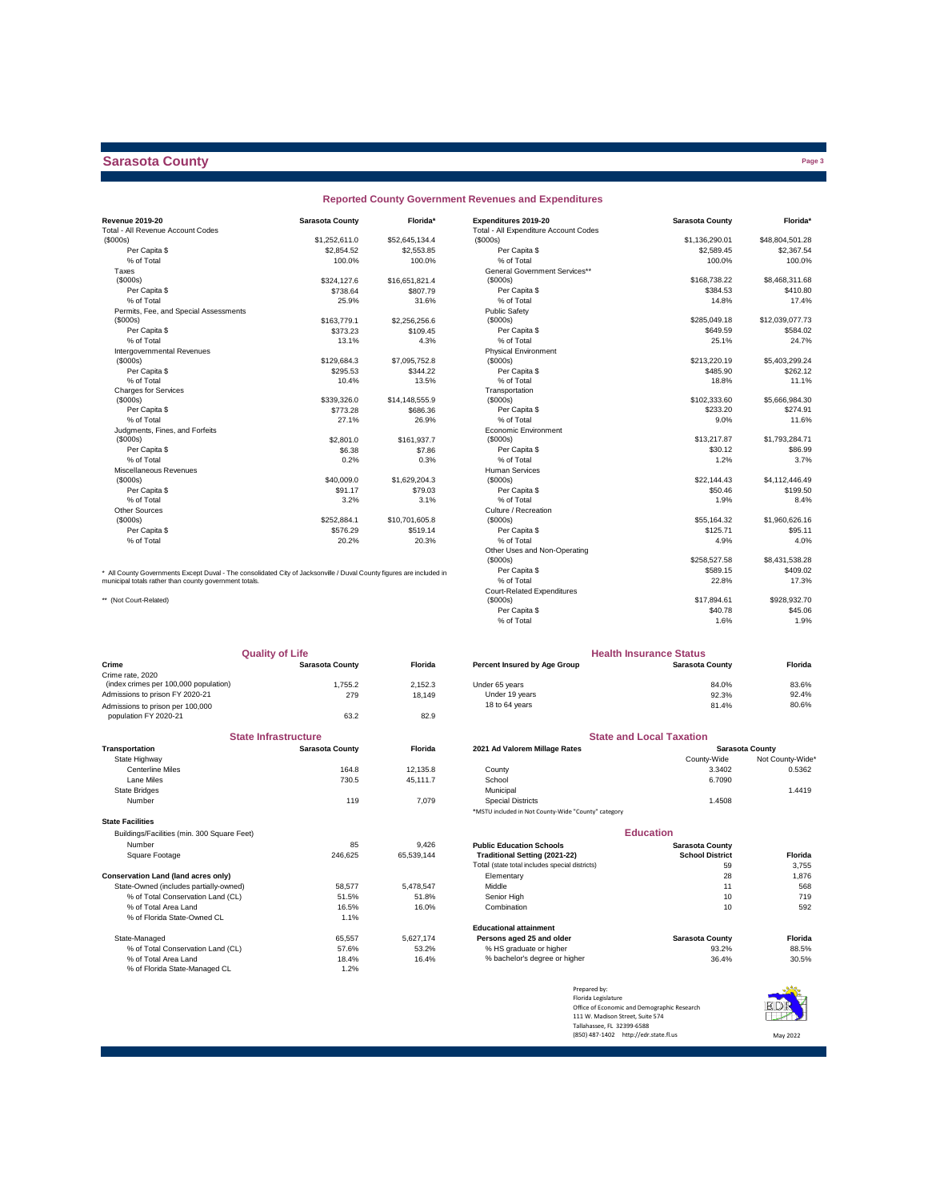# Sarasota County

## Reported County Government Revenues and Expenditures

| Revenue 2019-20 | Sarasota County | Florida* |
|---|---|---|
| Total - All Revenue Account Codes | | |
| ($000s) | $1,252,611.0 | $52,645,134.4 |
| Per Capita $ | $2,854.52 | $2,553.85 |
| % of Total | 100.0% | 100.0% |
| Taxes | | |
| ($000s) | $324,127.6 | $16,651,821.4 |
| Per Capita $ | $738.64 | $807.79 |
| % of Total | 25.9% | 31.6% |
| Permits, Fee, and Special Assessments | | |
| ($000s) | $163,779.1 | $2,256,256.6 |
| Per Capita $ | $373.23 | $109.45 |
| % of Total | 13.1% | 4.3% |
| Intergovernmental Revenues | | |
| ($000s) | $129,684.3 | $7,095,752.8 |
| Per Capita $ | $295.53 | $344.22 |
| % of Total | 10.4% | 13.5% |
| Charges for Services | | |
| ($000s) | $339,326.0 | $14,148,555.9 |
| Per Capita $ | $773.28 | $686.36 |
| % of Total | 27.1% | 26.9% |
| Judgments, Fines, and Forfeits | | |
| ($000s) | $2,801.0 | $161,937.7 |
| Per Capita $ | $6.38 | $7.86 |
| % of Total | 0.2% | 0.3% |
| Miscellaneous Revenues | | |
| ($000s) | $40,009.0 | $1,629,204.3 |
| Per Capita $ | $91.17 | $79.03 |
| % of Total | 3.2% | 3.1% |
| Other Sources | | |
| ($000s) | $252,884.1 | $10,701,605.8 |
| Per Capita $ | $576.29 | $519.14 |
| % of Total | 20.2% | 20.3% |

\* All County Governments Except Duval - The consolidated City of Jacksonville / Duval County figures are included in municipal totals rather than county government totals.

\** (Not Court-Related)

| Expenditures 2019-20 | Sarasota County | Florida* |
|---|---|---|
| Total - All Expenditure Account Codes | | |
| ($000s) | $1,136,290.01 | $48,804,501.28 |
| Per Capita $ | $2,589.45 | $2,367.54 |
| % of Total | 100.0% | 100.0% |
| General Government Services** | | |
| ($000s) | $168,738.22 | $8,468,311.68 |
| Per Capita $ | $384.53 | $410.80 |
| % of Total | 14.8% | 17.4% |
| Public Safety | | |
| ($000s) | $285,049.18 | $12,039,077.73 |
| Per Capita $ | $649.59 | $584.02 |
| % of Total | 25.1% | 24.7% |
| Physical Environment | | |
| ($000s) | $213,220.19 | $5,403,299.24 |
| Per Capita $ | $485.90 | $262.12 |
| % of Total | 18.8% | 11.1% |
| Transportation | | |
| ($000s) | $102,333.60 | $5,666,984.30 |
| Per Capita $ | $233.20 | $274.91 |
| % of Total | 9.0% | 11.6% |
| Economic Environment | | |
| ($000s) | $13,217.87 | $1,793,284.71 |
| Per Capita $ | $30.12 | $86.99 |
| % of Total | 1.2% | 3.7% |
| Human Services | | |
| ($000s) | $22,144.43 | $4,112,446.49 |
| Per Capita $ | $50.46 | $199.50 |
| % of Total | 1.9% | 8.4% |
| Culture / Recreation | | |
| ($000s) | $55,164.32 | $1,960,626.16 |
| Per Capita $ | $125.71 | $95.11 |
| % of Total | 4.9% | 4.0% |
| Other Uses and Non-Operating | | |
| ($000s) | $258,527.58 | $8,431,538.28 |
| Per Capita $ | $589.15 | $409.02 |
| % of Total | 22.8% | 17.3% |
| Court-Related Expenditures | | |
| ($000s) | $17,894.61 | $928,932.70 |
| Per Capita $ | $40.78 | $45.06 |
| % of Total | 1.6% | 1.9% |

## Quality of Life

| Crime | Sarasota County | Florida |
|---|---|---|
| Crime rate, 2020 (index crimes per 100,000 population) | 1,755.2 | 2,152.3 |
| Admissions to prison FY 2020-21 | 279 | 18,149 |
| Admissions to prison per 100,000 population FY 2020-21 | 63.2 | 82.9 |

## Health Insurance Status

| Percent Insured by Age Group | Sarasota County | Florida |
|---|---|---|
| Under 65 years | 84.0% | 83.6% |
| Under 19 years | 92.3% | 92.4% |
| 18 to 64 years | 81.4% | 80.6% |

## State Infrastructure

| Transportation | Sarasota County | Florida |
|---|---|---|
| State Highway | | |
| Centerline Miles | 164.8 | 12,135.8 |
| Lane Miles | 730.5 | 45,111.7 |
| State Bridges | | |
| Number | 119 | 7,079 |

| State Facilities | Sarasota County | Florida |
|---|---|---|
| Buildings/Facilities (min. 300 Square Feet) | | |
| Number | 85 | 9,426 |
| Square Footage | 246,625 | 65,539,144 |

| Conservation Land (land acres only) | Sarasota County | Florida |
|---|---|---|
| State-Owned (includes partially-owned) | 58,577 | 5,478,547 |
| % of Total Conservation Land (CL) | 51.5% | 51.8% |
| % of Total Area Land | 16.5% | 16.0% |
| % of Florida State-Owned CL | 1.1% | |
| State-Managed | 65,557 | 5,627,174 |
| % of Total Conservation Land (CL) | 57.6% | 53.2% |
| % of Total Area Land | 18.4% | 16.4% |
| % of Florida State-Managed CL | 1.2% | |

## State and Local Taxation

| 2021 Ad Valorem Millage Rates | Sarasota County County-Wide | Sarasota County Not County-Wide* |
|---|---|---|
| County | 3.3402 | 0.5362 |
| School | 6.7090 | |
| Municipal | | 1.4419 |
| Special Districts | 1.4508 | |

*MSTU included in Not County-Wide "County" category

## Education

| Public Education Schools Traditional Setting (2021-22) | Sarasota County School District | Florida |
|---|---|---|
| Total (state total includes special districts) | 59 | 3,755 |
| Elementary | 28 | 1,876 |
| Middle | 11 | 568 |
| Senior High | 10 | 719 |
| Combination | 10 | 592 |

| Educational attainment Persons aged 25 and older | Sarasota County | Florida |
|---|---|---|
| % HS graduate or higher | 93.2% | 88.5% |
| % bachelor's degree or higher | 36.4% | 30.5% |

Prepared by:
Florida Legislature
Office of Economic and Demographic Research
111 W. Madison Street, Suite 574
Tallahassee, FL 32399-6588
(850) 487-1402 http://edr.state.fl.us

May 2022